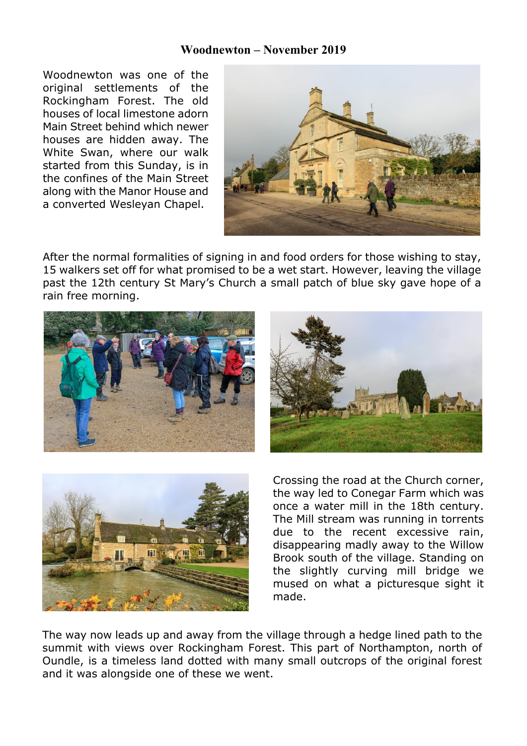# Woodnewton – November 2019

Woodnewton was one of the original settlements of the Rockingham Forest. The old houses of local limestone adorn Main Street behind which newer houses are hidden away. The White Swan, where our walk started from this Sunday, is in the confines of the Main Street along with the Manor House and a converted Wesleyan Chapel.

After the normal formalities of signing in and food orders for those wishing to stay, 15 walkers set off for what promised to be a wet start. However, leaving the village past the 12th century St Mary's Church a small patch of blue sky gave hope of a rain free morning.

Crossing the road at the Church corner, the way led to Conegar Farm which was once a water mill in the 18th century. The Mill stream was running in torrents due to the recent excessive rain, disappearing madly away to the Willow Brook south of the village. Standing on the slightly curving mill bridge we mused on what a picturesque sight it made.

The way now leads up and away from the village through a hedge lined path to the summit with views over Rockingham Forest. This part of Northampton, north of Oundle, is a timeless land dotted with many small outcrops of the original forest and it was alongside one of these we went.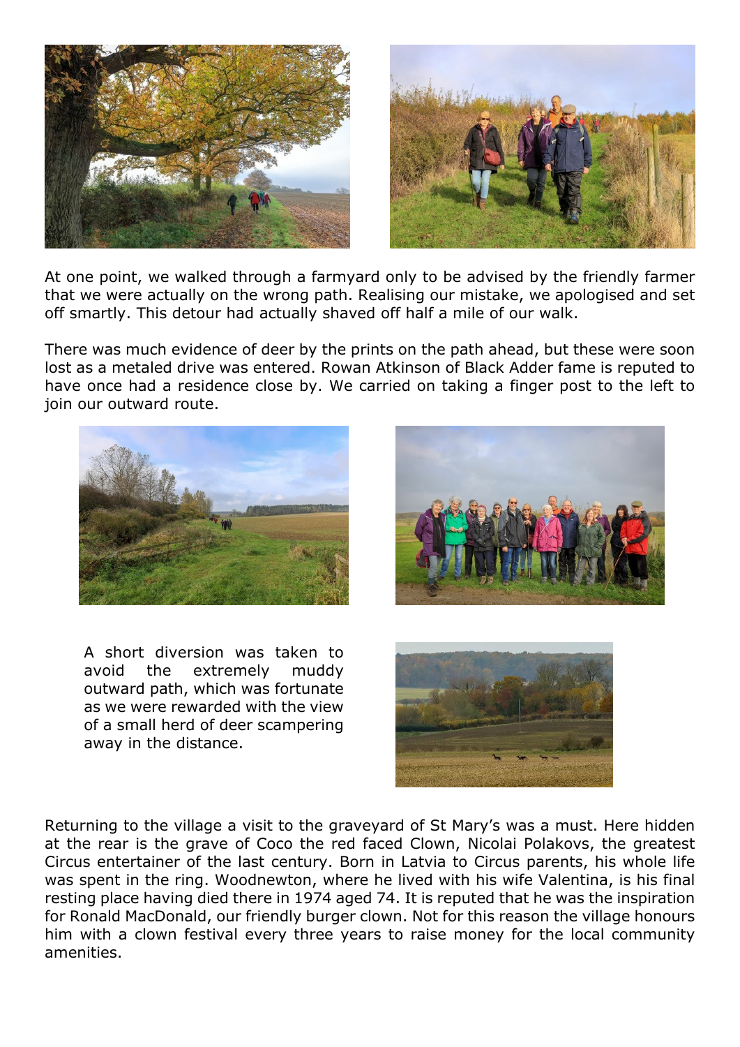At one point, we walked through a farmyard only to be advised by the friendly farmer that we were actually on the wrong path. Realising our mistake, we apologised and set off smartly. This detour had actually shaved off half a mile of our walk.

There was much evidence of deer by the prints on the path ahead, but these were soon lost as a metaled drive was entered. Rowan Atkinson of Black Adder fame is reputed to have once had a residence close by. We carried on taking a finger post to the left to join our outward route.

A short diversion was taken to avoid the extremely muddy outward path, which was fortunate as we were rewarded with the view of a small herd of deer scampering away in the distance.

Returning to the village a visit to the graveyard of St Mary's was a must. Here hidden at the rear is the grave of Coco the red faced Clown, Nicolai Polakovs, the greatest Circus entertainer of the last century. Born in Latvia to Circus parents, his whole life was spent in the ring. Woodnewton, where he lived with his wife Valentina, is his final resting place having died there in 1974 aged 74. It is reputed that he was the inspiration for Ronald MacDonald, our friendly burger clown. Not for this reason the village honours him with a clown festival every three years to raise money for the local community amenities.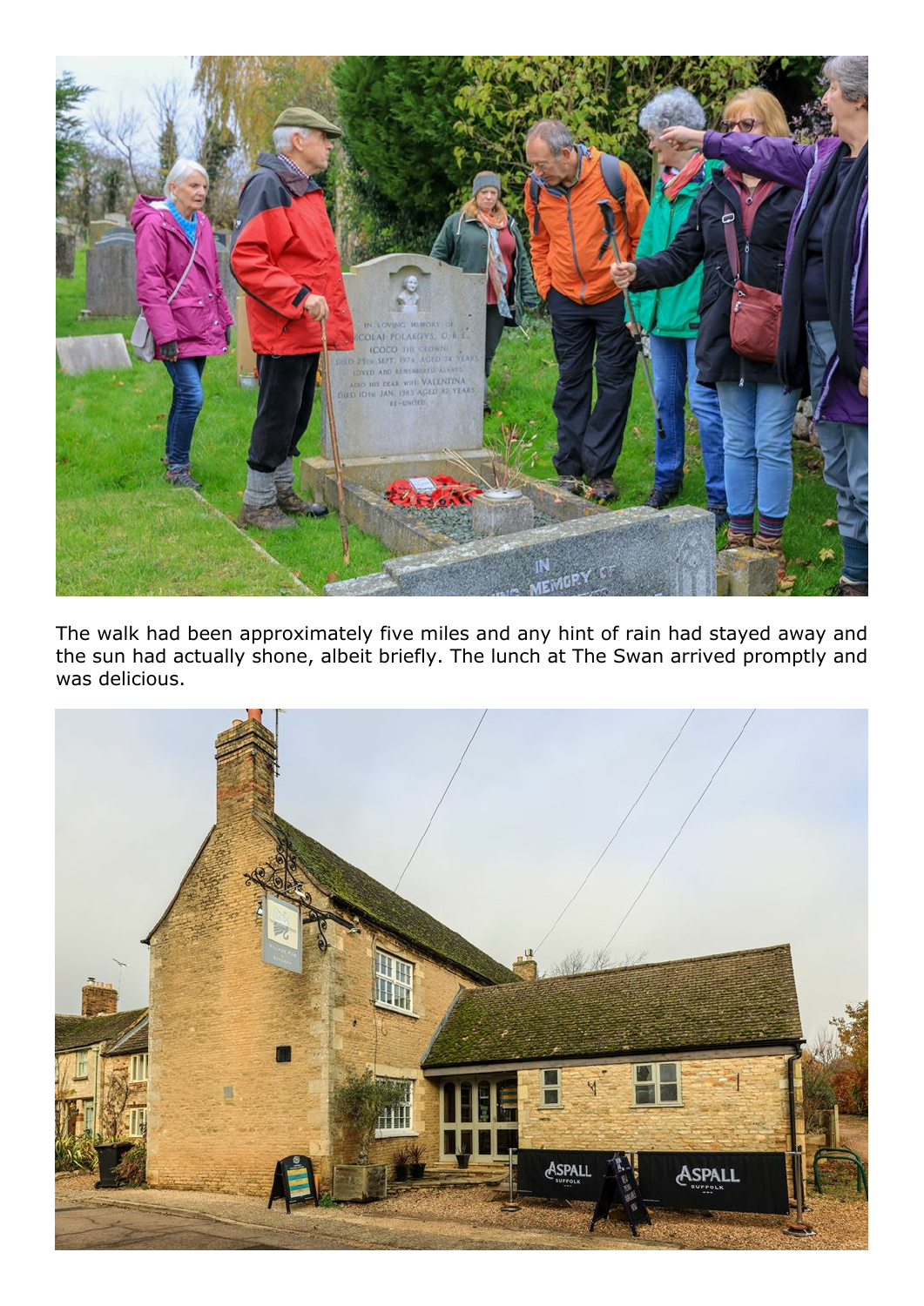The walk had been approximately five miles and any hint of rain had stayed away and the sun had actually shone, albeit briefly. The lunch at The Swan arrived promptly and was delicious.